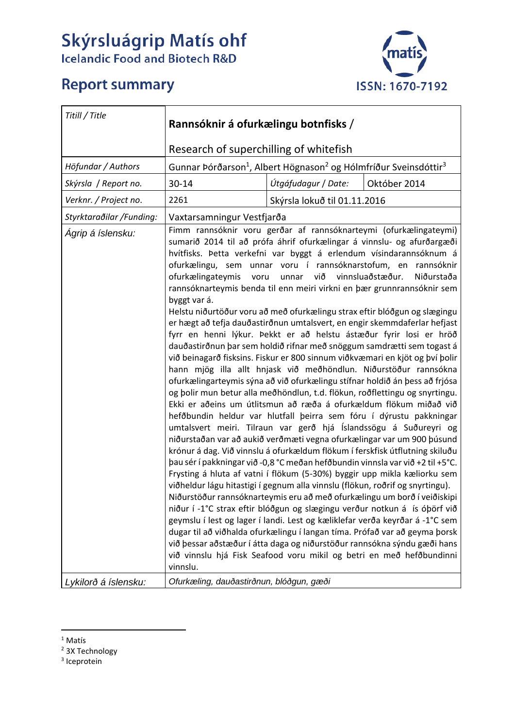# Skýrsluágrip Matís ohf

Icelandic Food and Biotech R&D

## Report summary

ISSN: 1670-7192

| *Titill / Title* | **Rannsóknir á ofurkælingu botnfisks /** Research of superchilling of whitefish | | |
|---|---|---|---|
| *Höfundar / Authors* | Gunnar Þórðarson[1], Albert Högnason[2] og Hólmfríður Sveinsdóttir[3] | | |
| *Skýrsla / Report no.* | 30-14 | *Útgáfudagur / Date:* | Október 2014 |
| *Verknr. / Project no.* | 2261 | Skýrsla lokuð til 01.11.2016 | |
| *Styrktaraðilar /Funding:* | Vaxtarsamningur Vestfjarða | | |
| *Ágrip á íslensku:* | Fimm rannsóknir voru gerðar af rannsóknarteymi (ofurkælingateymi) sumarið 2014 til að prófa áhrif ofurkælingar á vinnslu- og afurðargæði hvítfisks. Þetta verkefni var byggt á erlendum vísindarannsóknum á ofurkælingu, sem unnar voru í rannsóknarstofum, en rannsóknir ofurkælingateymis voru unnar við vinnsluaðstæður. Niðurstaða rannsóknarteymis benda til enn meiri virkni en þær grunnrannsóknir sem byggt var á. Helstu niðurtöður voru að með ofurkælingu strax eftir blóðgun og slægingu er hægt að tefja dauðastirðnun umtalsvert, en engir skemmdaferlar hefjast fyrr en henni lýkur. Þekkt er að helstu ástæður fyrir losi er hröð dauðastirðnun þar sem holdið rifnar með snöggum samdrætti sem togast á við beinagarð fisksins. Fiskur er 800 sinnum viðkvæmari en kjöt og því þolir hann mjög illa allt hnjask við meðhöndlun. Niðurstöður rannsókna ofurkælingarteymis sýna að við ofurkælingu stífnar holdið án þess að frjósa og þolir mun betur alla meðhöndlun, t.d. flökun, roðflettingu og snyrtingu. Ekki er aðeins um útlitsmun að ræða á ofurkældum flökum miðað við hefðbundin heldur var hlutfall þeirra sem fóru í dýrustu pakkningar umtalsvert meiri. Tilraun var gerð hjá Íslandssögu á Suðureyri og niðurstaðan var að aukið verðmæti vegna ofurkælingar var um 900 þúsund krónur á dag. Við vinnslu á ofurkældum flökum í ferskfisk útflutning skiluðu þau sér í pakkningar við -0,8 °C meðan hefðbundin vinnsla var við +2 til +5°C. Frysting á hluta af vatni í flökum (5-30%) byggir upp mikla kæliorku sem viðheldur lágu hitastigi í gegnum alla vinnslu (flökun, roðrif og snyrtingu). Niðurstöður rannsóknarteymis eru að með ofurkælingu um borð í veiðiskipi niður í -1°C strax eftir blóðgun og slægingu verður notkun á ís óþörf við geymslu í lest og lager í landi. Lest og kæliklefar verða keyrðar á -1°C sem dugar til að viðhalda ofurkælingu í langan tíma. Prófað var að geyma þorsk við þessar aðstæður í átta daga og niðurstöður rannsókna sýndu gæði hans við vinnslu hjá Fisk Seafood voru mikil og betri en með hefðbundinni vinnslu. | | |
| *Lykilorð á íslensku:* | *Ofurkæling, dauðastirðnun, blóðgun, gæði* | | |

[1] Matís
[2] 3X Technology
[3] Iceprotein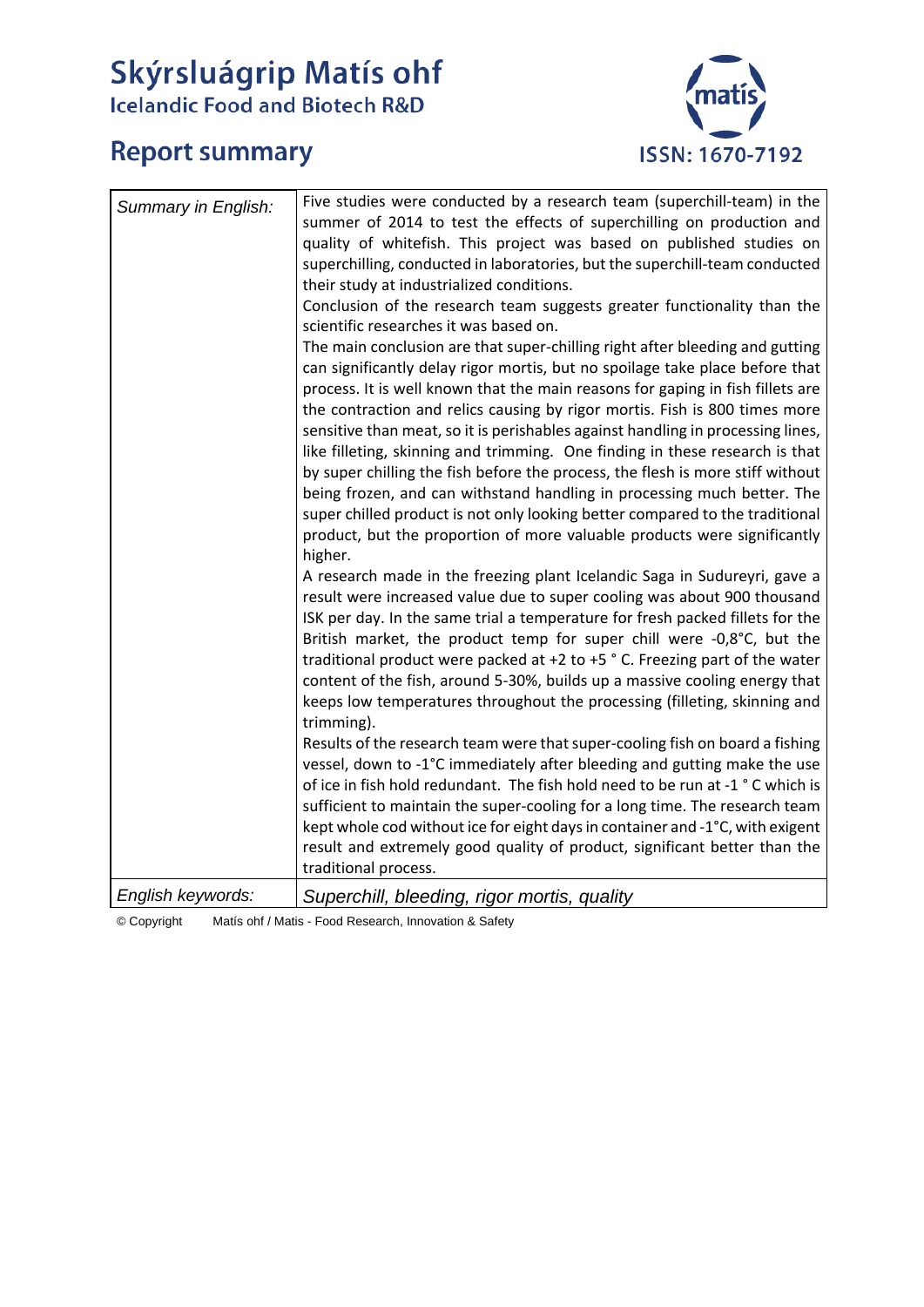# Skýrsluágrip Matís ohf

Icelandic Food and Biotech R&D

## Report summary

ISSN: 1670-7192

| | |
|---|---|
| *Summary in English:* | Five studies were conducted by a research team (superchill-team) in the summer of 2014 to test the effects of superchilling on production and quality of whitefish. This project was based on published studies on superchilling, conducted in laboratories, but the superchill-team conducted their study at industrialized conditions.<br>Conclusion of the research team suggests greater functionality than the scientific researches it was based on.<br>The main conclusion are that super-chilling right after bleeding and gutting can significantly delay rigor mortis, but no spoilage take place before that process. It is well known that the main reasons for gaping in fish fillets are the contraction and relics causing by rigor mortis. Fish is 800 times more sensitive than meat, so it is perishables against handling in processing lines, like filleting, skinning and trimming. One finding in these research is that by super chilling the fish before the process, the flesh is more stiff without being frozen, and can withstand handling in processing much better. The super chilled product is not only looking better compared to the traditional product, but the proportion of more valuable products were significantly higher.<br>A research made in the freezing plant Icelandic Saga in Sudureyri, gave a result were increased value due to super cooling was about 900 thousand ISK per day. In the same trial a temperature for fresh packed fillets for the British market, the product temp for super chill were -0,8°C, but the traditional product were packed at +2 to +5 ° C. Freezing part of the water content of the fish, around 5-30%, builds up a massive cooling energy that keeps low temperatures throughout the processing (filleting, skinning and trimming).<br>Results of the research team were that super-cooling fish on board a fishing vessel, down to -1°C immediately after bleeding and gutting make the use of ice in fish hold redundant. The fish hold need to be run at -1 ° C which is sufficient to maintain the super-cooling for a long time. The research team kept whole cod without ice for eight days in container and -1°C, with exigent result and extremely good quality of product, significant better than the traditional process. |
| *English keywords:* | *Superchill, bleeding, rigor mortis, quality* |

© Copyright Matís ohf / Matis - Food Research, Innovation & Safety